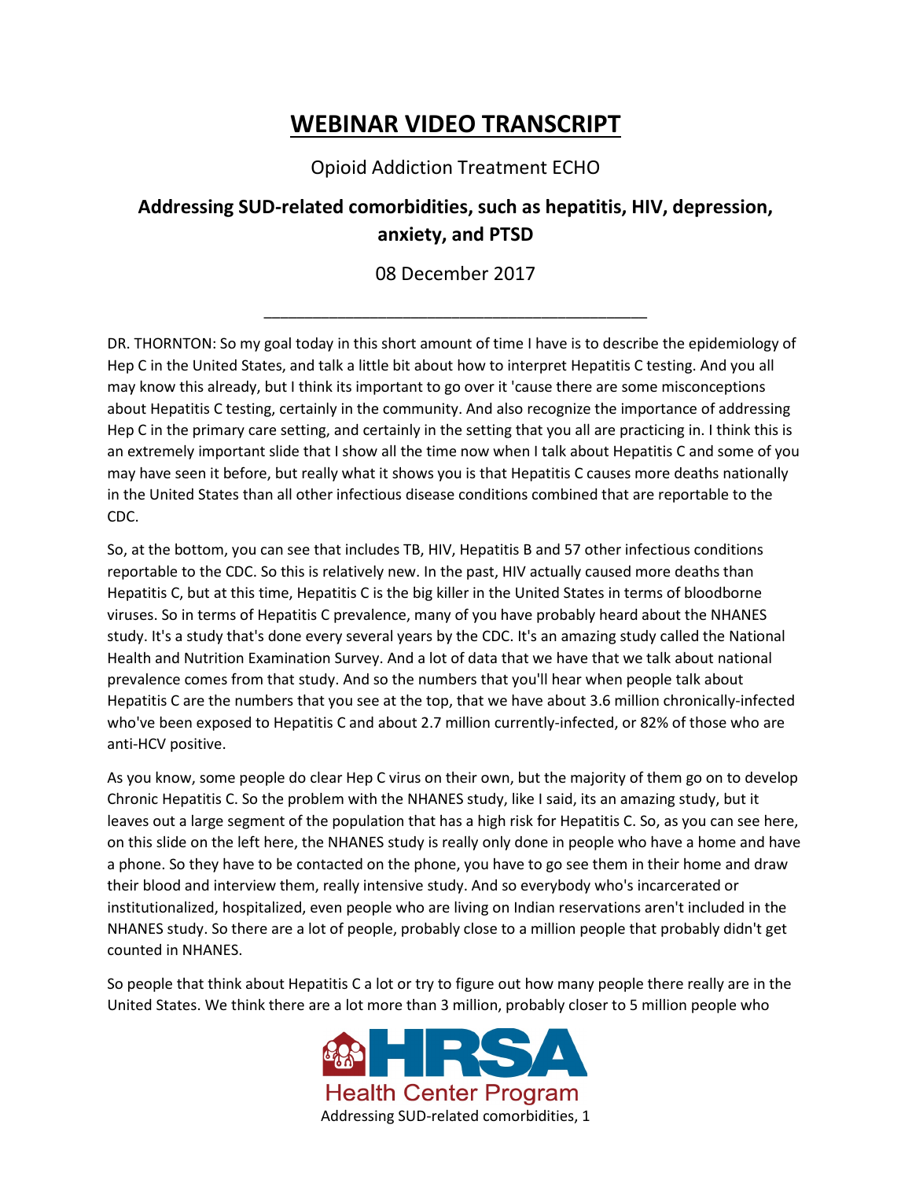# WEBINAR VIDEO TRANSCRIPT

Opioid Addiction Treatment ECHO

## Addressing SUD-related comorbidities, such as hepatitis, HIV, depression, anxiety, and PTSD

08 December 2017

---

DR. THORNTON: So my goal today in this short amount of time I have is to describe the epidemiology of Hep C in the United States, and talk a little bit about how to interpret Hepatitis C testing. And you all may know this already, but I think its important to go over it 'cause there are some misconceptions about Hepatitis C testing, certainly in the community. And also recognize the importance of addressing Hep C in the primary care setting, and certainly in the setting that you all are practicing in. I think this is an extremely important slide that I show all the time now when I talk about Hepatitis C and some of you may have seen it before, but really what it shows you is that Hepatitis C causes more deaths nationally in the United States than all other infectious disease conditions combined that are reportable to the CDC.

So, at the bottom, you can see that includes TB, HIV, Hepatitis B and 57 other infectious conditions reportable to the CDC. So this is relatively new. In the past, HIV actually caused more deaths than Hepatitis C, but at this time, Hepatitis C is the big killer in the United States in terms of bloodborne viruses. So in terms of Hepatitis C prevalence, many of you have probably heard about the NHANES study. It's a study that's done every several years by the CDC. It's an amazing study called the National Health and Nutrition Examination Survey. And a lot of data that we have that we talk about national prevalence comes from that study. And so the numbers that you'll hear when people talk about Hepatitis C are the numbers that you see at the top, that we have about 3.6 million chronically-infected who've been exposed to Hepatitis C and about 2.7 million currently-infected, or 82% of those who are anti-HCV positive.

As you know, some people do clear Hep C virus on their own, but the majority of them go on to develop Chronic Hepatitis C. So the problem with the NHANES study, like I said, its an amazing study, but it leaves out a large segment of the population that has a high risk for Hepatitis C. So, as you can see here, on this slide on the left here, the NHANES study is really only done in people who have a home and have a phone. So they have to be contacted on the phone, you have to go see them in their home and draw their blood and interview them, really intensive study. And so everybody who's incarcerated or institutionalized, hospitalized, even people who are living on Indian reservations aren't included in the NHANES study. So there are a lot of people, probably close to a million people that probably didn't get counted in NHANES.

So people that think about Hepatitis C a lot or try to figure out how many people there really are in the United States. We think there are a lot more than 3 million, probably closer to 5 million people who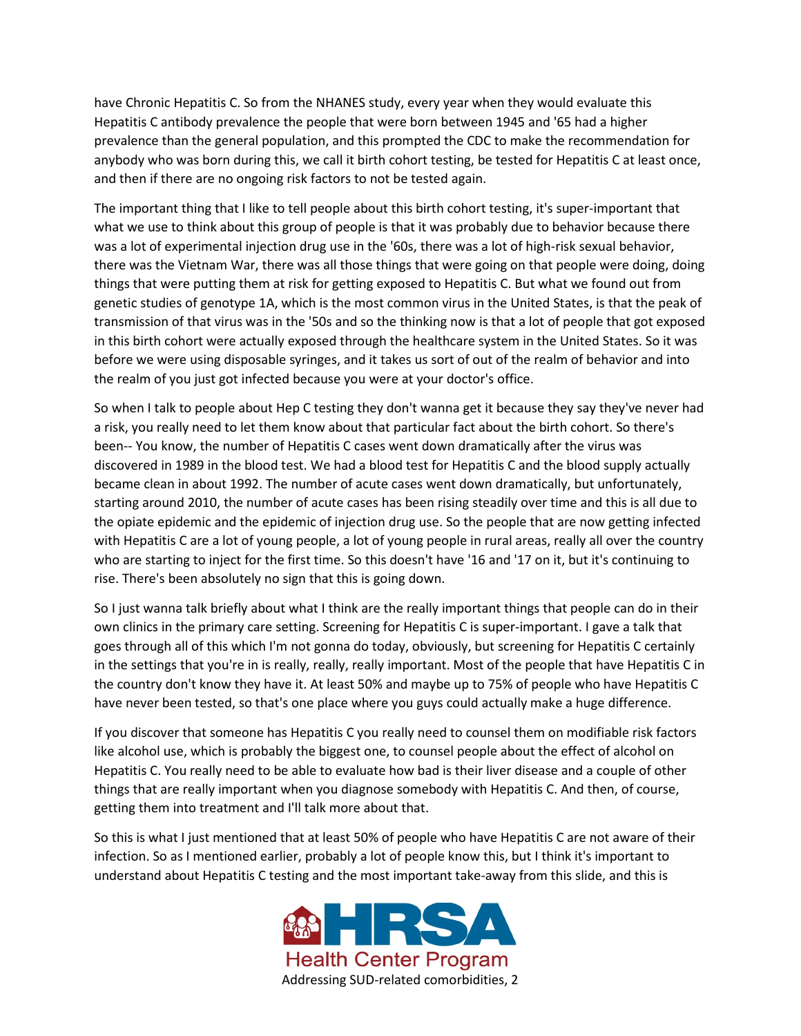have Chronic Hepatitis C. So from the NHANES study, every year when they would evaluate this Hepatitis C antibody prevalence the people that were born between 1945 and '65 had a higher prevalence than the general population, and this prompted the CDC to make the recommendation for anybody who was born during this, we call it birth cohort testing, be tested for Hepatitis C at least once, and then if there are no ongoing risk factors to not be tested again.

The important thing that I like to tell people about this birth cohort testing, it's super-important that what we use to think about this group of people is that it was probably due to behavior because there was a lot of experimental injection drug use in the '60s, there was a lot of high-risk sexual behavior, there was the Vietnam War, there was all those things that were going on that people were doing, doing things that were putting them at risk for getting exposed to Hepatitis C. But what we found out from genetic studies of genotype 1A, which is the most common virus in the United States, is that the peak of transmission of that virus was in the '50s and so the thinking now is that a lot of people that got exposed in this birth cohort were actually exposed through the healthcare system in the United States. So it was before we were using disposable syringes, and it takes us sort of out of the realm of behavior and into the realm of you just got infected because you were at your doctor's office.

So when I talk to people about Hep C testing they don't wanna get it because they say they've never had a risk, you really need to let them know about that particular fact about the birth cohort. So there's been-- You know, the number of Hepatitis C cases went down dramatically after the virus was discovered in 1989 in the blood test. We had a blood test for Hepatitis C and the blood supply actually became clean in about 1992. The number of acute cases went down dramatically, but unfortunately, starting around 2010, the number of acute cases has been rising steadily over time and this is all due to the opiate epidemic and the epidemic of injection drug use. So the people that are now getting infected with Hepatitis C are a lot of young people, a lot of young people in rural areas, really all over the country who are starting to inject for the first time. So this doesn't have '16 and '17 on it, but it's continuing to rise. There's been absolutely no sign that this is going down.

So I just wanna talk briefly about what I think are the really important things that people can do in their own clinics in the primary care setting. Screening for Hepatitis C is super-important. I gave a talk that goes through all of this which I'm not gonna do today, obviously, but screening for Hepatitis C certainly in the settings that you're in is really, really, really important. Most of the people that have Hepatitis C in the country don't know they have it. At least 50% and maybe up to 75% of people who have Hepatitis C have never been tested, so that's one place where you guys could actually make a huge difference.

If you discover that someone has Hepatitis C you really need to counsel them on modifiable risk factors like alcohol use, which is probably the biggest one, to counsel people about the effect of alcohol on Hepatitis C. You really need to be able to evaluate how bad is their liver disease and a couple of other things that are really important when you diagnose somebody with Hepatitis C. And then, of course, getting them into treatment and I'll talk more about that.

So this is what I just mentioned that at least 50% of people who have Hepatitis C are not aware of their infection. So as I mentioned earlier, probably a lot of people know this, but I think it's important to understand about Hepatitis C testing and the most important take-away from this slide, and this is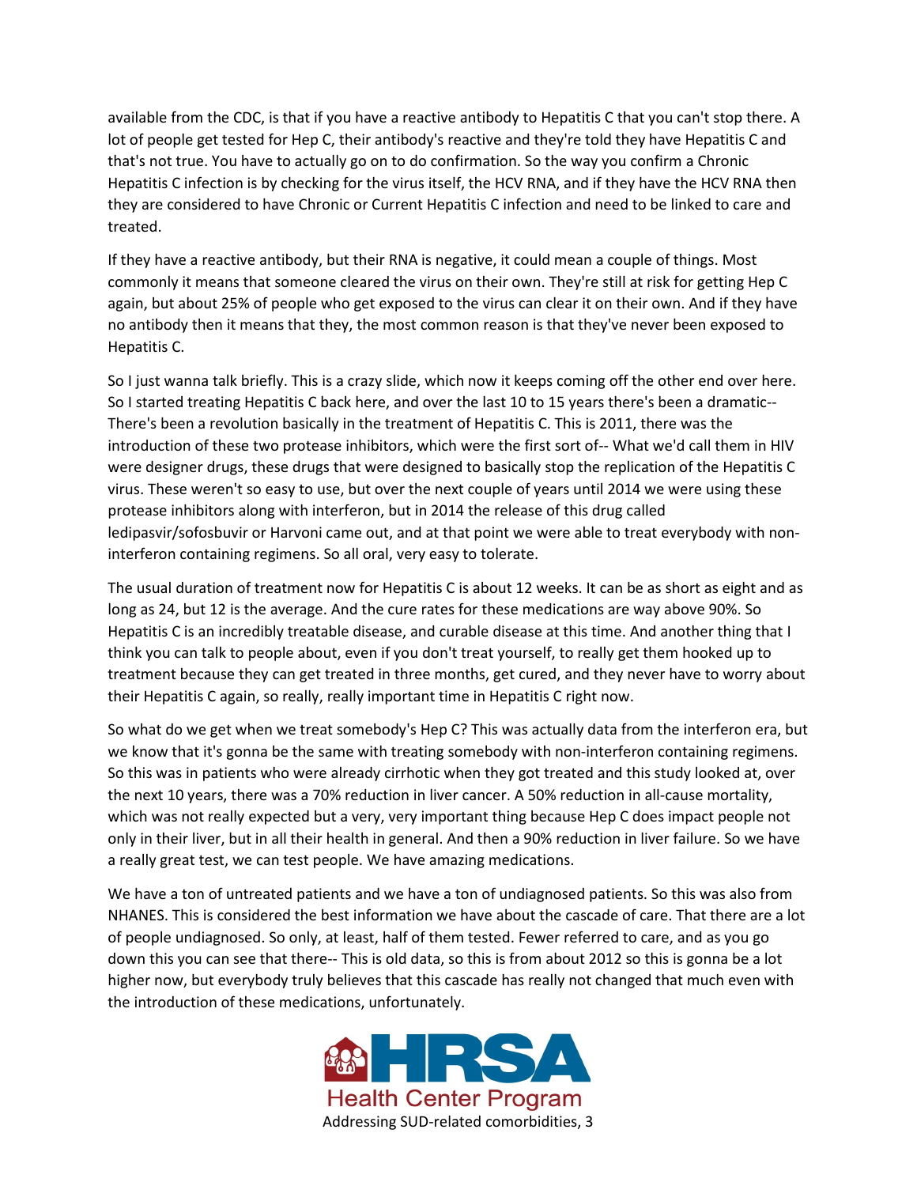available from the CDC, is that if you have a reactive antibody to Hepatitis C that you can't stop there. A lot of people get tested for Hep C, their antibody's reactive and they're told they have Hepatitis C and that's not true. You have to actually go on to do confirmation. So the way you confirm a Chronic Hepatitis C infection is by checking for the virus itself, the HCV RNA, and if they have the HCV RNA then they are considered to have Chronic or Current Hepatitis C infection and need to be linked to care and treated.

If they have a reactive antibody, but their RNA is negative, it could mean a couple of things. Most commonly it means that someone cleared the virus on their own. They're still at risk for getting Hep C again, but about 25% of people who get exposed to the virus can clear it on their own. And if they have no antibody then it means that they, the most common reason is that they've never been exposed to Hepatitis C.

So I just wanna talk briefly. This is a crazy slide, which now it keeps coming off the other end over here. So I started treating Hepatitis C back here, and over the last 10 to 15 years there's been a dramatic-- There's been a revolution basically in the treatment of Hepatitis C. This is 2011, there was the introduction of these two protease inhibitors, which were the first sort of-- What we'd call them in HIV were designer drugs, these drugs that were designed to basically stop the replication of the Hepatitis C virus. These weren't so easy to use, but over the next couple of years until 2014 we were using these protease inhibitors along with interferon, but in 2014 the release of this drug called ledipasvir/sofosbuvir or Harvoni came out, and at that point we were able to treat everybody with non-interferon containing regimens. So all oral, very easy to tolerate.

The usual duration of treatment now for Hepatitis C is about 12 weeks. It can be as short as eight and as long as 24, but 12 is the average. And the cure rates for these medications are way above 90%. So Hepatitis C is an incredibly treatable disease, and curable disease at this time. And another thing that I think you can talk to people about, even if you don't treat yourself, to really get them hooked up to treatment because they can get treated in three months, get cured, and they never have to worry about their Hepatitis C again, so really, really important time in Hepatitis C right now.

So what do we get when we treat somebody's Hep C? This was actually data from the interferon era, but we know that it's gonna be the same with treating somebody with non-interferon containing regimens. So this was in patients who were already cirrhotic when they got treated and this study looked at, over the next 10 years, there was a 70% reduction in liver cancer. A 50% reduction in all-cause mortality, which was not really expected but a very, very important thing because Hep C does impact people not only in their liver, but in all their health in general. And then a 90% reduction in liver failure. So we have a really great test, we can test people. We have amazing medications.

We have a ton of untreated patients and we have a ton of undiagnosed patients. So this was also from NHANES. This is considered the best information we have about the cascade of care. That there are a lot of people undiagnosed. So only, at least, half of them tested. Fewer referred to care, and as you go down this you can see that there-- This is old data, so this is from about 2012 so this is gonna be a lot higher now, but everybody truly believes that this cascade has really not changed that much even with the introduction of these medications, unfortunately.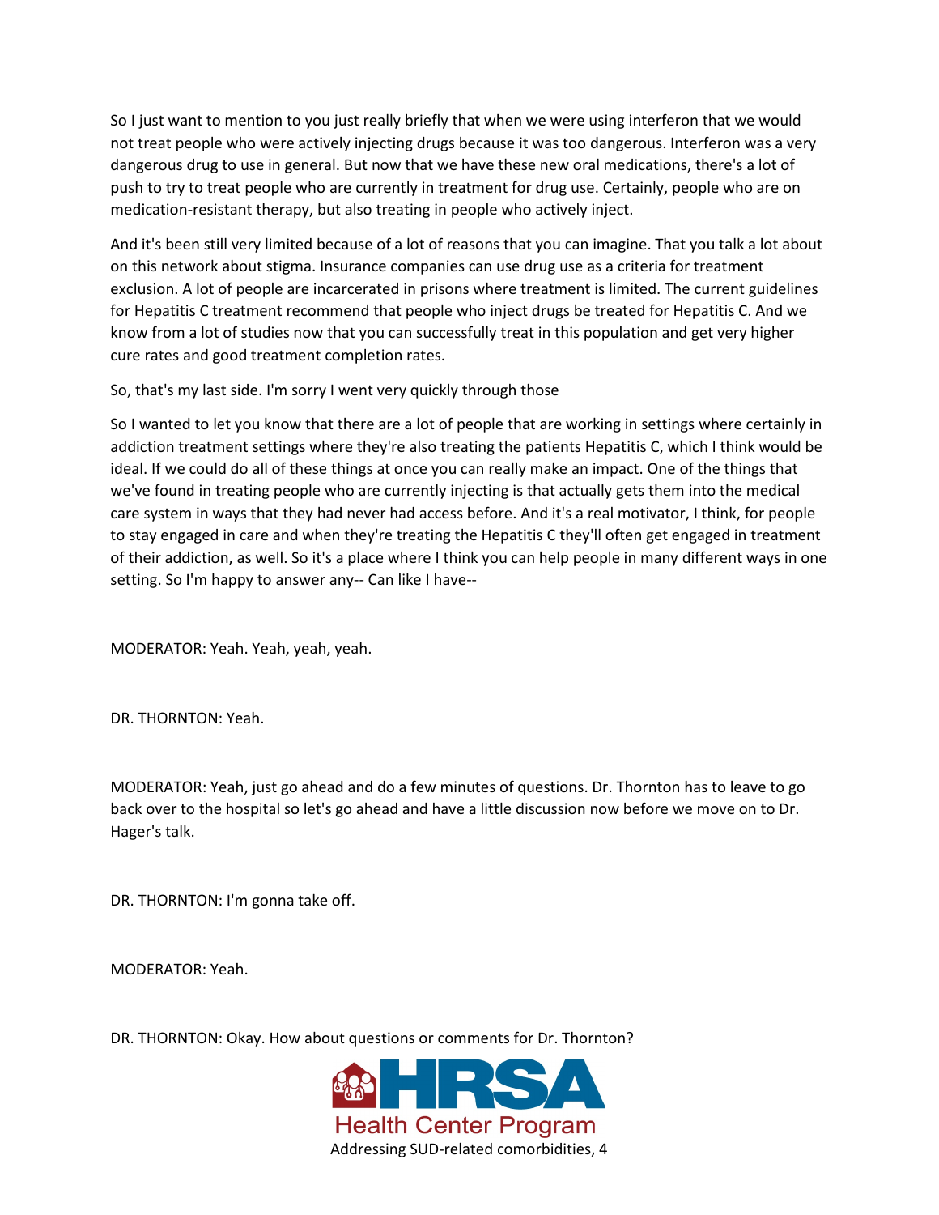So I just want to mention to you just really briefly that when we were using interferon that we would not treat people who were actively injecting drugs because it was too dangerous. Interferon was a very dangerous drug to use in general. But now that we have these new oral medications, there's a lot of push to try to treat people who are currently in treatment for drug use. Certainly, people who are on medication-resistant therapy, but also treating in people who actively inject.

And it's been still very limited because of a lot of reasons that you can imagine. That you talk a lot about on this network about stigma. Insurance companies can use drug use as a criteria for treatment exclusion. A lot of people are incarcerated in prisons where treatment is limited. The current guidelines for Hepatitis C treatment recommend that people who inject drugs be treated for Hepatitis C. And we know from a lot of studies now that you can successfully treat in this population and get very higher cure rates and good treatment completion rates.

So, that's my last side. I'm sorry I went very quickly through those

So I wanted to let you know that there are a lot of people that are working in settings where certainly in addiction treatment settings where they're also treating the patients Hepatitis C, which I think would be ideal. If we could do all of these things at once you can really make an impact. One of the things that we've found in treating people who are currently injecting is that actually gets them into the medical care system in ways that they had never had access before. And it's a real motivator, I think, for people to stay engaged in care and when they're treating the Hepatitis C they'll often get engaged in treatment of their addiction, as well. So it's a place where I think you can help people in many different ways in one setting. So I'm happy to answer any-- Can like I have--

MODERATOR: Yeah. Yeah, yeah, yeah.

DR. THORNTON: Yeah.

MODERATOR: Yeah, just go ahead and do a few minutes of questions. Dr. Thornton has to leave to go back over to the hospital so let's go ahead and have a little discussion now before we move on to Dr. Hager's talk.

DR. THORNTON: I'm gonna take off.

MODERATOR: Yeah.

DR. THORNTON: Okay. How about questions or comments for Dr. Thornton?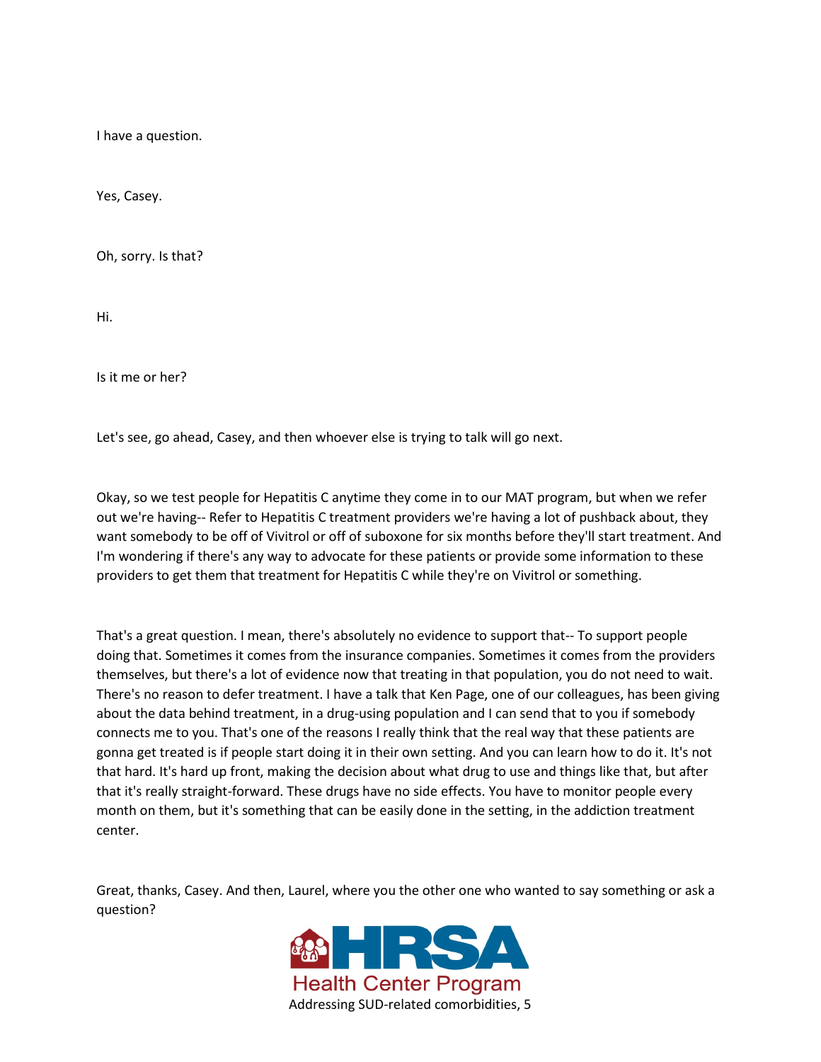I have a question.

Yes, Casey.

Oh, sorry. Is that?

Hi.

Is it me or her?

Let's see, go ahead, Casey, and then whoever else is trying to talk will go next.

Okay, so we test people for Hepatitis C anytime they come in to our MAT program, but when we refer out we're having-- Refer to Hepatitis C treatment providers we're having a lot of pushback about, they want somebody to be off of Vivitrol or off of suboxone for six months before they'll start treatment. And I'm wondering if there's any way to advocate for these patients or provide some information to these providers to get them that treatment for Hepatitis C while they're on Vivitrol or something.

That's a great question. I mean, there's absolutely no evidence to support that-- To support people doing that. Sometimes it comes from the insurance companies. Sometimes it comes from the providers themselves, but there's a lot of evidence now that treating in that population, you do not need to wait. There's no reason to defer treatment. I have a talk that Ken Page, one of our colleagues, has been giving about the data behind treatment, in a drug-using population and I can send that to you if somebody connects me to you. That's one of the reasons I really think that the real way that these patients are gonna get treated is if people start doing it in their own setting. And you can learn how to do it. It's not that hard. It's hard up front, making the decision about what drug to use and things like that, but after that it's really straight-forward. These drugs have no side effects. You have to monitor people every month on them, but it's something that can be easily done in the setting, in the addiction treatment center.

Great, thanks, Casey. And then, Laurel, where you the other one who wanted to say something or ask a question?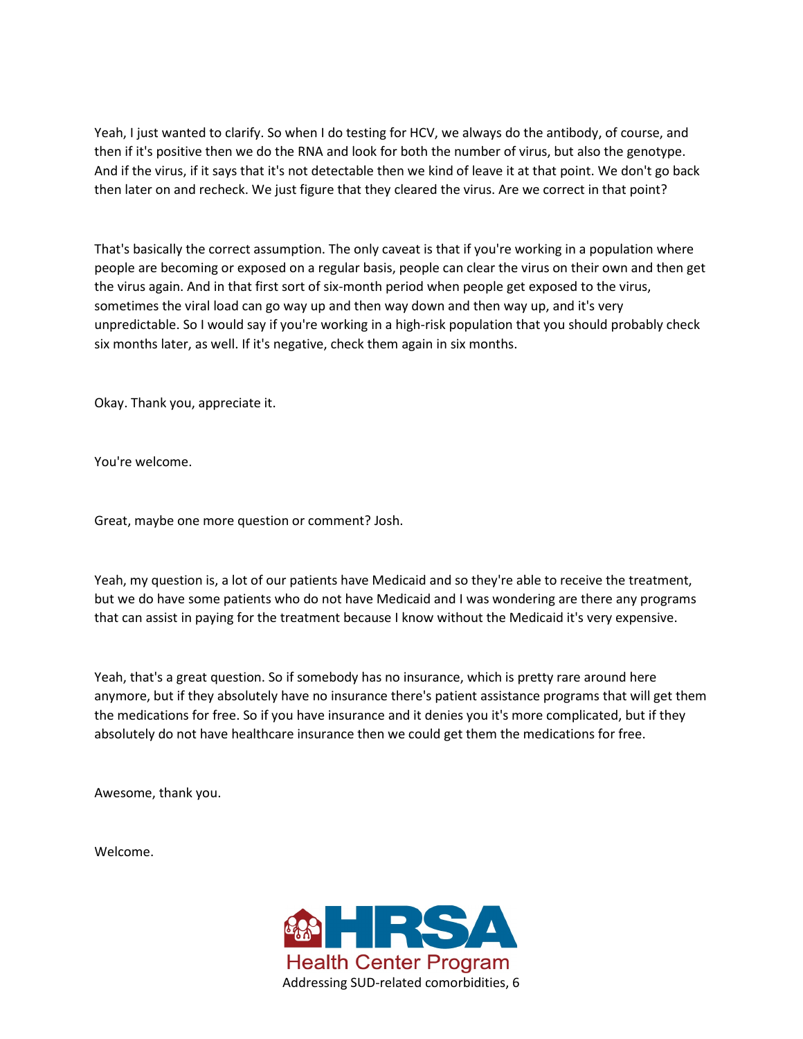Yeah, I just wanted to clarify. So when I do testing for HCV, we always do the antibody, of course, and then if it's positive then we do the RNA and look for both the number of virus, but also the genotype. And if the virus, if it says that it's not detectable then we kind of leave it at that point. We don't go back then later on and recheck. We just figure that they cleared the virus. Are we correct in that point?

That's basically the correct assumption. The only caveat is that if you're working in a population where people are becoming or exposed on a regular basis, people can clear the virus on their own and then get the virus again. And in that first sort of six-month period when people get exposed to the virus, sometimes the viral load can go way up and then way down and then way up, and it's very unpredictable. So I would say if you're working in a high-risk population that you should probably check six months later, as well. If it's negative, check them again in six months.

Okay. Thank you, appreciate it.

You're welcome.

Great, maybe one more question or comment? Josh.

Yeah, my question is, a lot of our patients have Medicaid and so they're able to receive the treatment, but we do have some patients who do not have Medicaid and I was wondering are there any programs that can assist in paying for the treatment because I know without the Medicaid it's very expensive.

Yeah, that's a great question. So if somebody has no insurance, which is pretty rare around here anymore, but if they absolutely have no insurance there's patient assistance programs that will get them the medications for free. So if you have insurance and it denies you it's more complicated, but if they absolutely do not have healthcare insurance then we could get them the medications for free.

Awesome, thank you.

Welcome.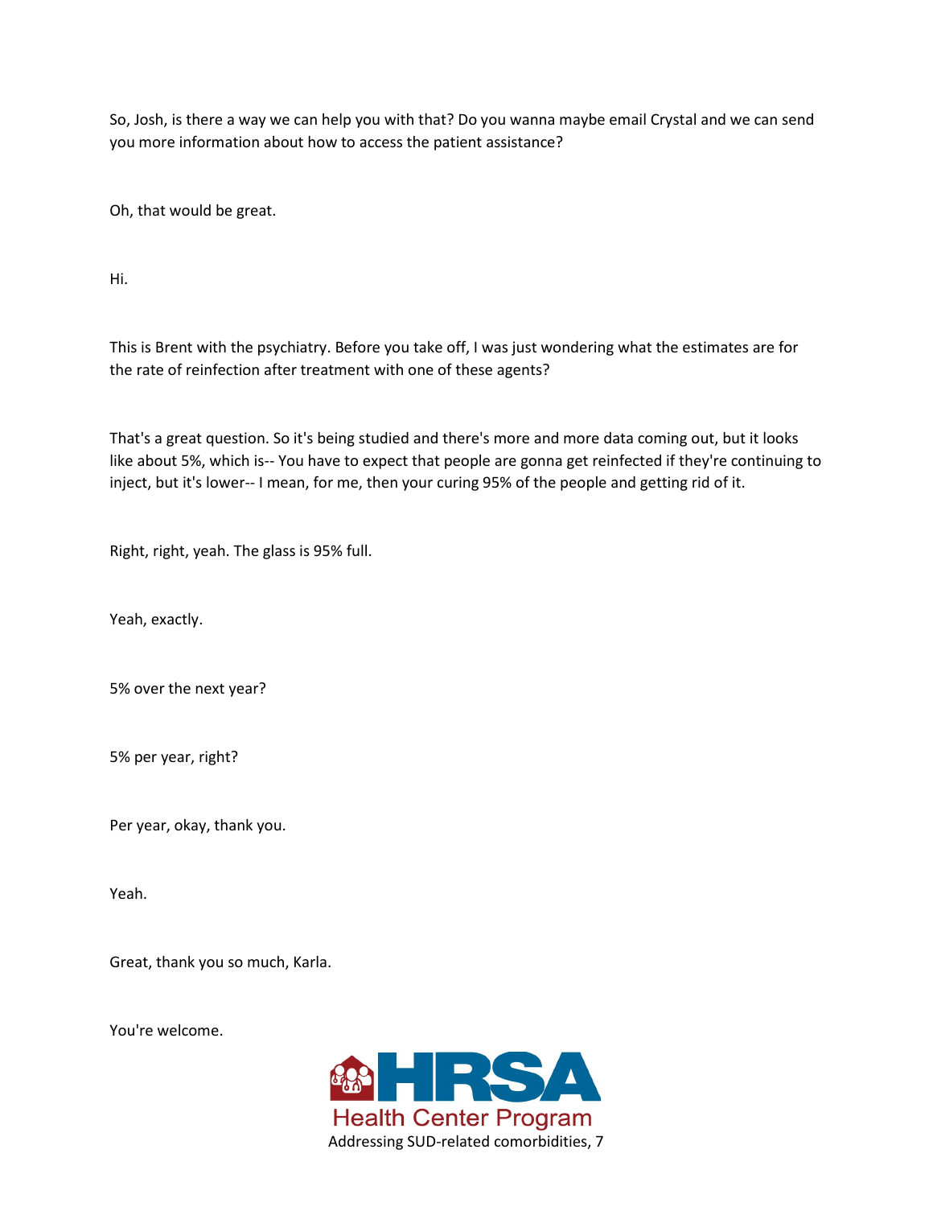So, Josh, is there a way we can help you with that? Do you wanna maybe email Crystal and we can send you more information about how to access the patient assistance?

Oh, that would be great.

Hi.

This is Brent with the psychiatry. Before you take off, I was just wondering what the estimates are for the rate of reinfection after treatment with one of these agents?

That's a great question. So it's being studied and there's more and more data coming out, but it looks like about 5%, which is-- You have to expect that people are gonna get reinfected if they're continuing to inject, but it's lower-- I mean, for me, then your curing 95% of the people and getting rid of it.

Right, right, yeah. The glass is 95% full.

Yeah, exactly.

5% over the next year?

5% per year, right?

Per year, okay, thank you.

Yeah.

Great, thank you so much, Karla.

You're welcome.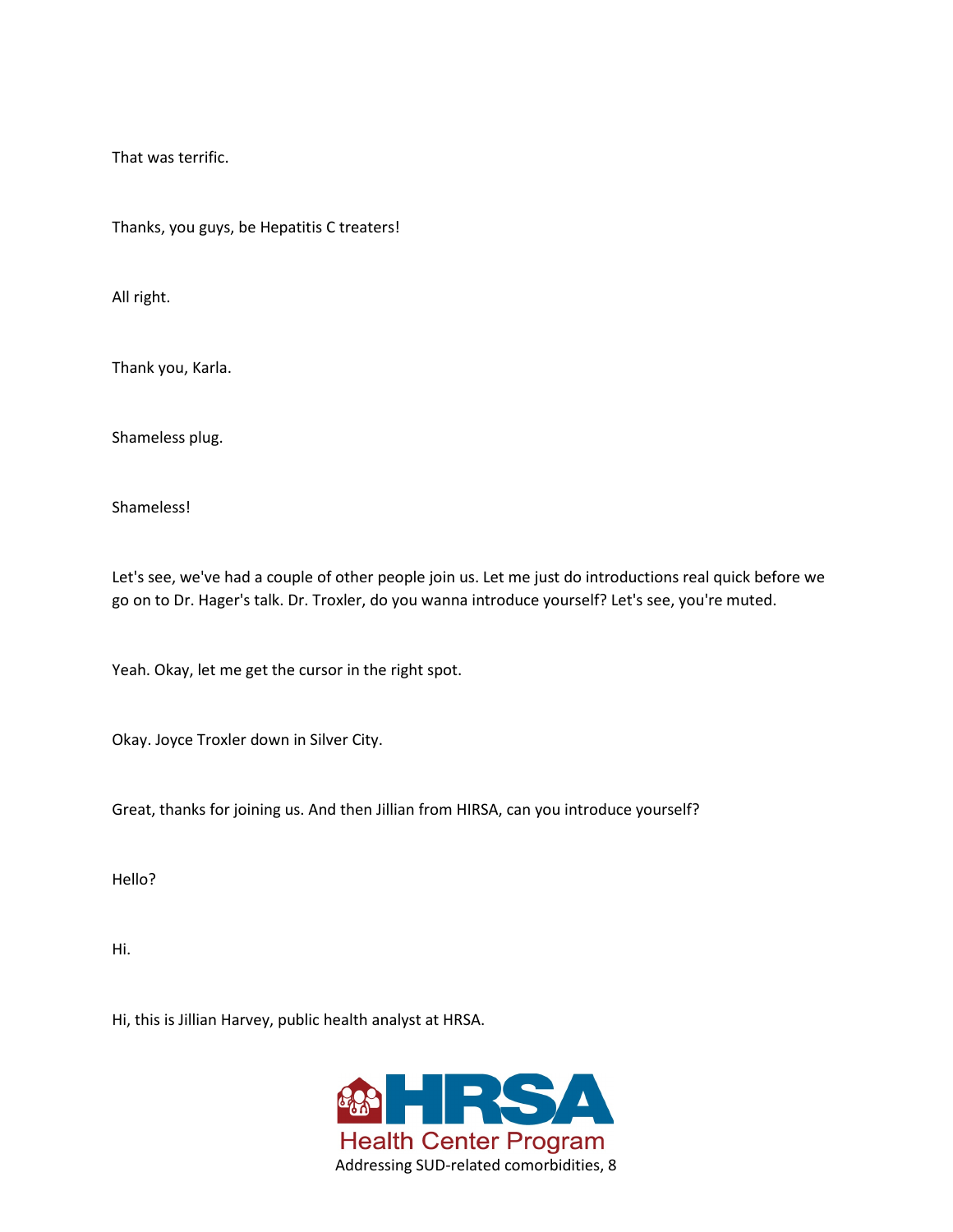That was terrific.

Thanks, you guys, be Hepatitis C treaters!

All right.

Thank you, Karla.

Shameless plug.

Shameless!

Let's see, we've had a couple of other people join us. Let me just do introductions real quick before we go on to Dr. Hager's talk. Dr. Troxler, do you wanna introduce yourself? Let's see, you're muted.

Yeah. Okay, let me get the cursor in the right spot.

Okay. Joyce Troxler down in Silver City.

Great, thanks for joining us. And then Jillian from HIRSA, can you introduce yourself?

Hello?

Hi.

Hi, this is Jillian Harvey, public health analyst at HRSA.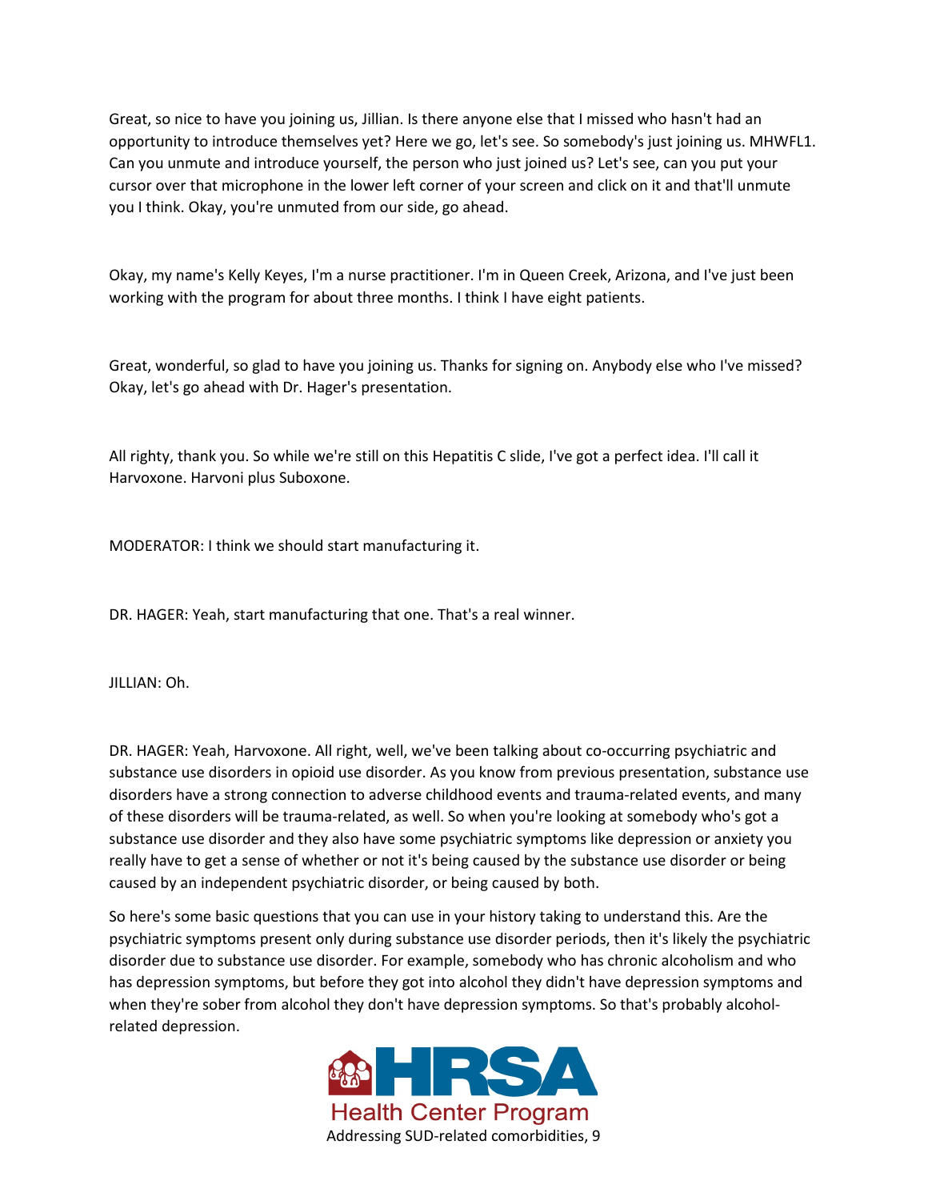Great, so nice to have you joining us, Jillian. Is there anyone else that I missed who hasn't had an opportunity to introduce themselves yet? Here we go, let's see. So somebody's just joining us. MHWFL1. Can you unmute and introduce yourself, the person who just joined us? Let's see, can you put your cursor over that microphone in the lower left corner of your screen and click on it and that'll unmute you I think. Okay, you're unmuted from our side, go ahead.

Okay, my name's Kelly Keyes, I'm a nurse practitioner. I'm in Queen Creek, Arizona, and I've just been working with the program for about three months. I think I have eight patients.

Great, wonderful, so glad to have you joining us. Thanks for signing on. Anybody else who I've missed? Okay, let's go ahead with Dr. Hager's presentation.

All righty, thank you. So while we're still on this Hepatitis C slide, I've got a perfect idea. I'll call it Harvoxone. Harvoni plus Suboxone.

MODERATOR: I think we should start manufacturing it.

DR. HAGER: Yeah, start manufacturing that one. That's a real winner.

JILLIAN: Oh.

DR. HAGER: Yeah, Harvoxone. All right, well, we've been talking about co-occurring psychiatric and substance use disorders in opioid use disorder. As you know from previous presentation, substance use disorders have a strong connection to adverse childhood events and trauma-related events, and many of these disorders will be trauma-related, as well. So when you're looking at somebody who's got a substance use disorder and they also have some psychiatric symptoms like depression or anxiety you really have to get a sense of whether or not it's being caused by the substance use disorder or being caused by an independent psychiatric disorder, or being caused by both.

So here's some basic questions that you can use in your history taking to understand this. Are the psychiatric symptoms present only during substance use disorder periods, then it's likely the psychiatric disorder due to substance use disorder. For example, somebody who has chronic alcoholism and who has depression symptoms, but before they got into alcohol they didn't have depression symptoms and when they're sober from alcohol they don't have depression symptoms. So that's probably alcohol-related depression.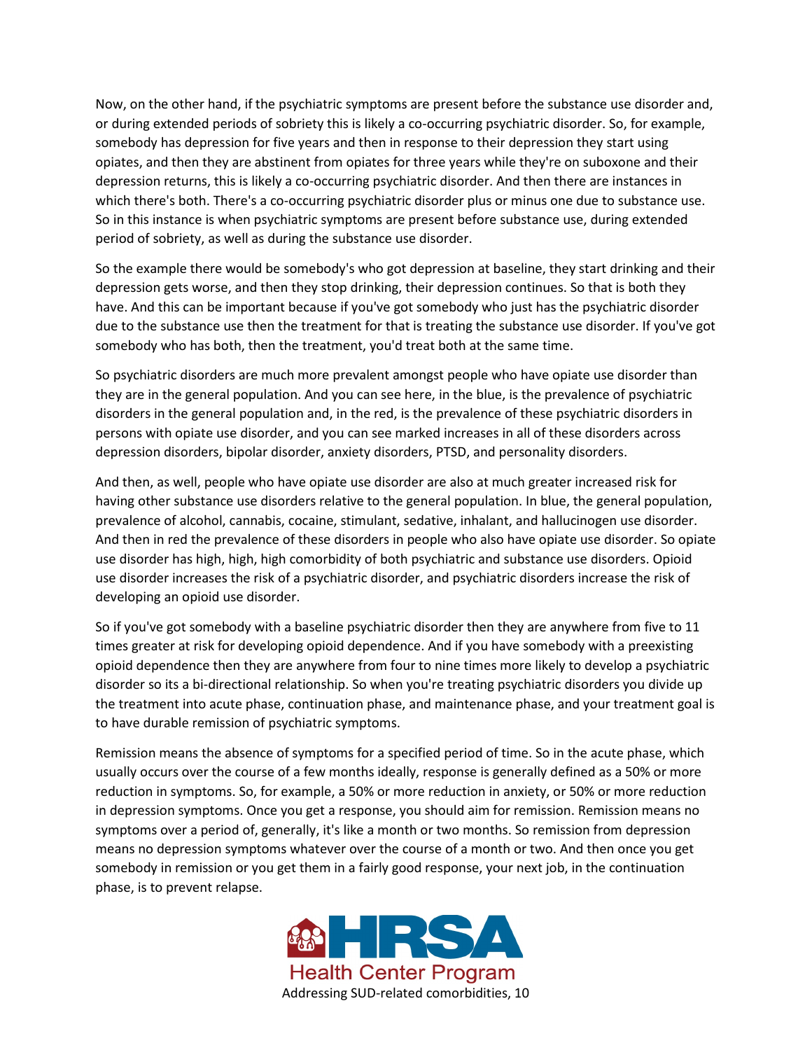Now, on the other hand, if the psychiatric symptoms are present before the substance use disorder and, or during extended periods of sobriety this is likely a co-occurring psychiatric disorder. So, for example, somebody has depression for five years and then in response to their depression they start using opiates, and then they are abstinent from opiates for three years while they're on suboxone and their depression returns, this is likely a co-occurring psychiatric disorder. And then there are instances in which there's both. There's a co-occurring psychiatric disorder plus or minus one due to substance use. So in this instance is when psychiatric symptoms are present before substance use, during extended period of sobriety, as well as during the substance use disorder.

So the example there would be somebody's who got depression at baseline, they start drinking and their depression gets worse, and then they stop drinking, their depression continues. So that is both they have. And this can be important because if you've got somebody who just has the psychiatric disorder due to the substance use then the treatment for that is treating the substance use disorder. If you've got somebody who has both, then the treatment, you'd treat both at the same time.

So psychiatric disorders are much more prevalent amongst people who have opiate use disorder than they are in the general population. And you can see here, in the blue, is the prevalence of psychiatric disorders in the general population and, in the red, is the prevalence of these psychiatric disorders in persons with opiate use disorder, and you can see marked increases in all of these disorders across depression disorders, bipolar disorder, anxiety disorders, PTSD, and personality disorders.

And then, as well, people who have opiate use disorder are also at much greater increased risk for having other substance use disorders relative to the general population. In blue, the general population, prevalence of alcohol, cannabis, cocaine, stimulant, sedative, inhalant, and hallucinogen use disorder. And then in red the prevalence of these disorders in people who also have opiate use disorder. So opiate use disorder has high, high, high comorbidity of both psychiatric and substance use disorders. Opioid use disorder increases the risk of a psychiatric disorder, and psychiatric disorders increase the risk of developing an opioid use disorder.

So if you've got somebody with a baseline psychiatric disorder then they are anywhere from five to 11 times greater at risk for developing opioid dependence. And if you have somebody with a preexisting opioid dependence then they are anywhere from four to nine times more likely to develop a psychiatric disorder so its a bi-directional relationship. So when you're treating psychiatric disorders you divide up the treatment into acute phase, continuation phase, and maintenance phase, and your treatment goal is to have durable remission of psychiatric symptoms.

Remission means the absence of symptoms for a specified period of time. So in the acute phase, which usually occurs over the course of a few months ideally, response is generally defined as a 50% or more reduction in symptoms. So, for example, a 50% or more reduction in anxiety, or 50% or more reduction in depression symptoms. Once you get a response, you should aim for remission. Remission means no symptoms over a period of, generally, it's like a month or two months. So remission from depression means no depression symptoms whatever over the course of a month or two. And then once you get somebody in remission or you get them in a fairly good response, your next job, in the continuation phase, is to prevent relapse.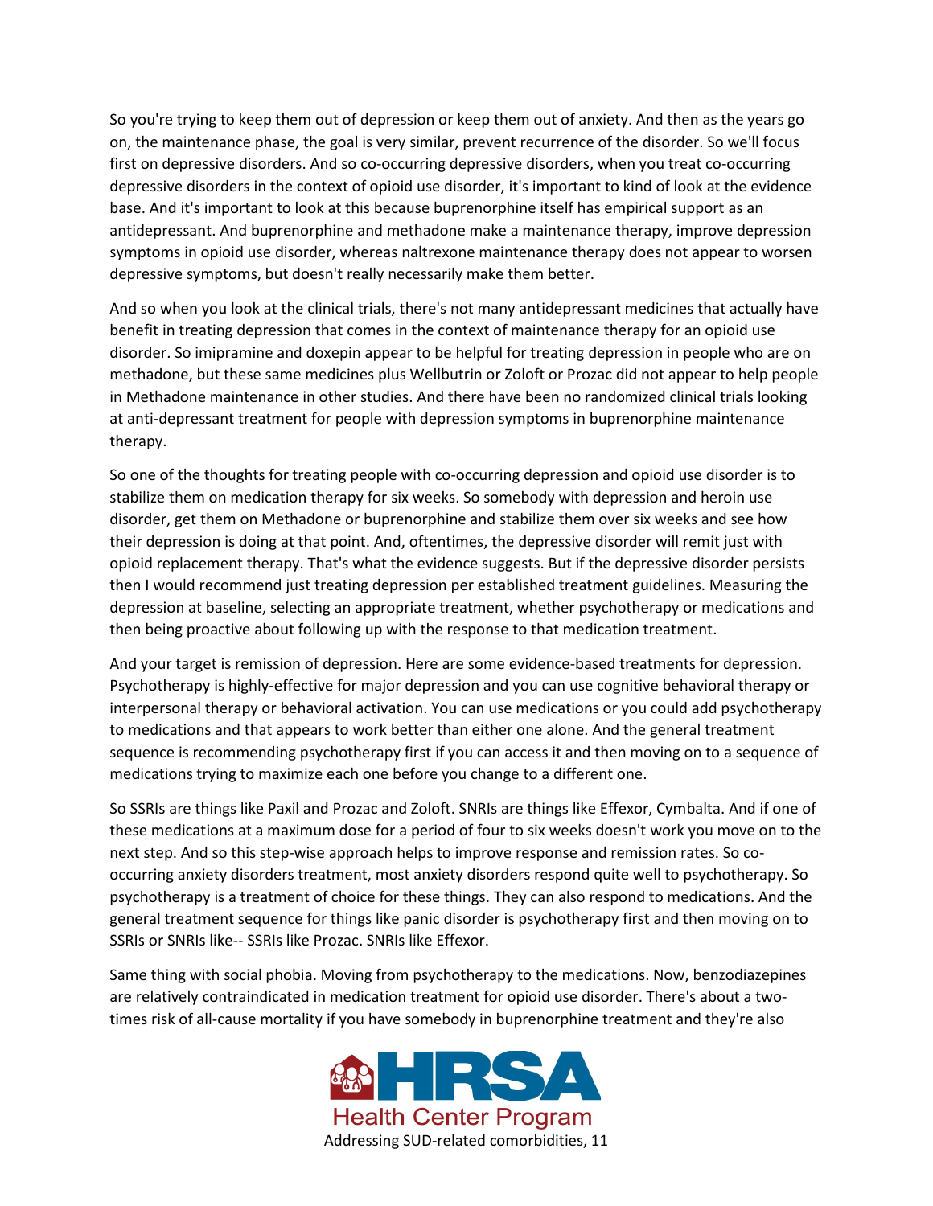So you're trying to keep them out of depression or keep them out of anxiety. And then as the years go on, the maintenance phase, the goal is very similar, prevent recurrence of the disorder. So we'll focus first on depressive disorders. And so co-occurring depressive disorders, when you treat co-occurring depressive disorders in the context of opioid use disorder, it's important to kind of look at the evidence base. And it's important to look at this because buprenorphine itself has empirical support as an antidepressant. And buprenorphine and methadone make a maintenance therapy, improve depression symptoms in opioid use disorder, whereas naltrexone maintenance therapy does not appear to worsen depressive symptoms, but doesn't really necessarily make them better.

And so when you look at the clinical trials, there's not many antidepressant medicines that actually have benefit in treating depression that comes in the context of maintenance therapy for an opioid use disorder. So imipramine and doxepin appear to be helpful for treating depression in people who are on methadone, but these same medicines plus Wellbutrin or Zoloft or Prozac did not appear to help people in Methadone maintenance in other studies. And there have been no randomized clinical trials looking at anti-depressant treatment for people with depression symptoms in buprenorphine maintenance therapy.

So one of the thoughts for treating people with co-occurring depression and opioid use disorder is to stabilize them on medication therapy for six weeks. So somebody with depression and heroin use disorder, get them on Methadone or buprenorphine and stabilize them over six weeks and see how their depression is doing at that point. And, oftentimes, the depressive disorder will remit just with opioid replacement therapy. That's what the evidence suggests. But if the depressive disorder persists then I would recommend just treating depression per established treatment guidelines. Measuring the depression at baseline, selecting an appropriate treatment, whether psychotherapy or medications and then being proactive about following up with the response to that medication treatment.

And your target is remission of depression. Here are some evidence-based treatments for depression. Psychotherapy is highly-effective for major depression and you can use cognitive behavioral therapy or interpersonal therapy or behavioral activation. You can use medications or you could add psychotherapy to medications and that appears to work better than either one alone. And the general treatment sequence is recommending psychotherapy first if you can access it and then moving on to a sequence of medications trying to maximize each one before you change to a different one.

So SSRIs are things like Paxil and Prozac and Zoloft. SNRIs are things like Effexor, Cymbalta. And if one of these medications at a maximum dose for a period of four to six weeks doesn't work you move on to the next step. And so this step-wise approach helps to improve response and remission rates. So co-occurring anxiety disorders treatment, most anxiety disorders respond quite well to psychotherapy. So psychotherapy is a treatment of choice for these things. They can also respond to medications. And the general treatment sequence for things like panic disorder is psychotherapy first and then moving on to SSRIs or SNRIs like-- SSRIs like Prozac. SNRIs like Effexor.

Same thing with social phobia. Moving from psychotherapy to the medications. Now, benzodiazepines are relatively contraindicated in medication treatment for opioid use disorder. There's about a two-times risk of all-cause mortality if you have somebody in buprenorphine treatment and they're also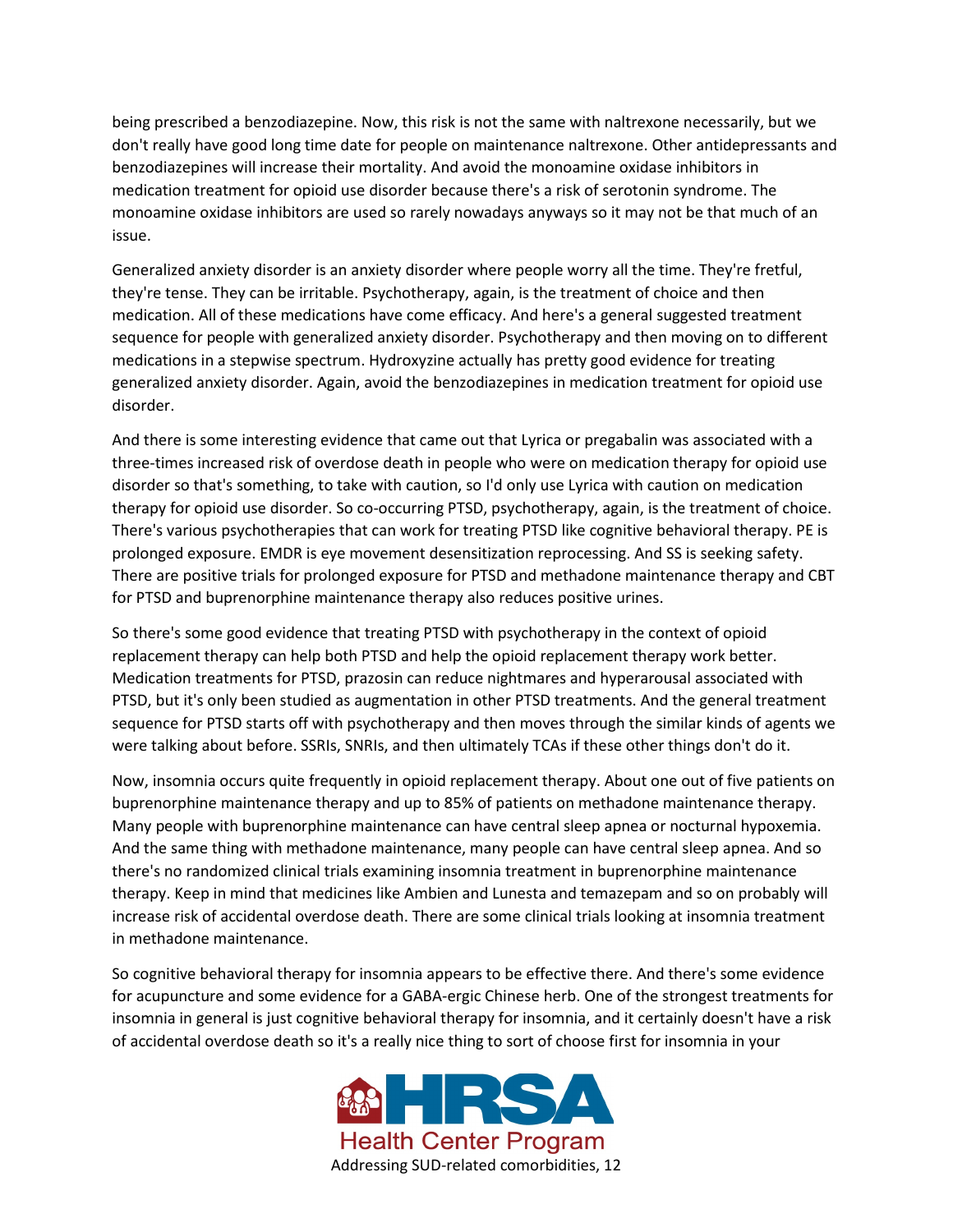being prescribed a benzodiazepine. Now, this risk is not the same with naltrexone necessarily, but we don't really have good long time date for people on maintenance naltrexone. Other antidepressants and benzodiazepines will increase their mortality. And avoid the monoamine oxidase inhibitors in medication treatment for opioid use disorder because there's a risk of serotonin syndrome. The monoamine oxidase inhibitors are used so rarely nowadays anyways so it may not be that much of an issue.

Generalized anxiety disorder is an anxiety disorder where people worry all the time. They're fretful, they're tense. They can be irritable. Psychotherapy, again, is the treatment of choice and then medication. All of these medications have come efficacy. And here's a general suggested treatment sequence for people with generalized anxiety disorder. Psychotherapy and then moving on to different medications in a stepwise spectrum. Hydroxyzine actually has pretty good evidence for treating generalized anxiety disorder. Again, avoid the benzodiazepines in medication treatment for opioid use disorder.

And there is some interesting evidence that came out that Lyrica or pregabalin was associated with a three-times increased risk of overdose death in people who were on medication therapy for opioid use disorder so that's something, to take with caution, so I'd only use Lyrica with caution on medication therapy for opioid use disorder. So co-occurring PTSD, psychotherapy, again, is the treatment of choice. There's various psychotherapies that can work for treating PTSD like cognitive behavioral therapy. PE is prolonged exposure. EMDR is eye movement desensitization reprocessing. And SS is seeking safety. There are positive trials for prolonged exposure for PTSD and methadone maintenance therapy and CBT for PTSD and buprenorphine maintenance therapy also reduces positive urines.

So there's some good evidence that treating PTSD with psychotherapy in the context of opioid replacement therapy can help both PTSD and help the opioid replacement therapy work better. Medication treatments for PTSD, prazosin can reduce nightmares and hyperarousal associated with PTSD, but it's only been studied as augmentation in other PTSD treatments. And the general treatment sequence for PTSD starts off with psychotherapy and then moves through the similar kinds of agents we were talking about before. SSRIs, SNRIs, and then ultimately TCAs if these other things don't do it.

Now, insomnia occurs quite frequently in opioid replacement therapy. About one out of five patients on buprenorphine maintenance therapy and up to 85% of patients on methadone maintenance therapy. Many people with buprenorphine maintenance can have central sleep apnea or nocturnal hypoxemia. And the same thing with methadone maintenance, many people can have central sleep apnea. And so there's no randomized clinical trials examining insomnia treatment in buprenorphine maintenance therapy. Keep in mind that medicines like Ambien and Lunesta and temazepam and so on probably will increase risk of accidental overdose death. There are some clinical trials looking at insomnia treatment in methadone maintenance.

So cognitive behavioral therapy for insomnia appears to be effective there. And there's some evidence for acupuncture and some evidence for a GABA-ergic Chinese herb. One of the strongest treatments for insomnia in general is just cognitive behavioral therapy for insomnia, and it certainly doesn't have a risk of accidental overdose death so it's a really nice thing to sort of choose first for insomnia in your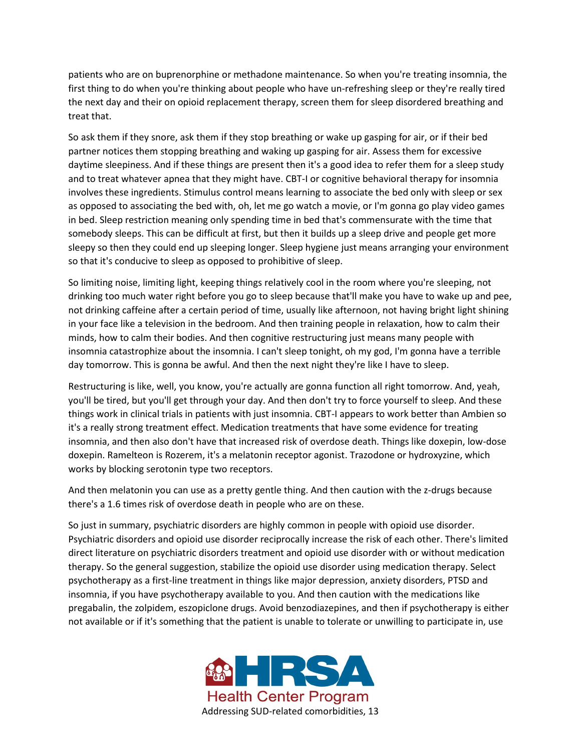patients who are on buprenorphine or methadone maintenance. So when you're treating insomnia, the first thing to do when you're thinking about people who have un-refreshing sleep or they're really tired the next day and their on opioid replacement therapy, screen them for sleep disordered breathing and treat that.

So ask them if they snore, ask them if they stop breathing or wake up gasping for air, or if their bed partner notices them stopping breathing and waking up gasping for air. Assess them for excessive daytime sleepiness. And if these things are present then it's a good idea to refer them for a sleep study and to treat whatever apnea that they might have. CBT-I or cognitive behavioral therapy for insomnia involves these ingredients. Stimulus control means learning to associate the bed only with sleep or sex as opposed to associating the bed with, oh, let me go watch a movie, or I'm gonna go play video games in bed. Sleep restriction meaning only spending time in bed that's commensurate with the time that somebody sleeps. This can be difficult at first, but then it builds up a sleep drive and people get more sleepy so then they could end up sleeping longer. Sleep hygiene just means arranging your environment so that it's conducive to sleep as opposed to prohibitive of sleep.

So limiting noise, limiting light, keeping things relatively cool in the room where you're sleeping, not drinking too much water right before you go to sleep because that'll make you have to wake up and pee, not drinking caffeine after a certain period of time, usually like afternoon, not having bright light shining in your face like a television in the bedroom. And then training people in relaxation, how to calm their minds, how to calm their bodies. And then cognitive restructuring just means many people with insomnia catastrophize about the insomnia. I can't sleep tonight, oh my god, I'm gonna have a terrible day tomorrow. This is gonna be awful. And then the next night they're like I have to sleep.

Restructuring is like, well, you know, you're actually are gonna function all right tomorrow. And, yeah, you'll be tired, but you'll get through your day. And then don't try to force yourself to sleep. And these things work in clinical trials in patients with just insomnia. CBT-I appears to work better than Ambien so it's a really strong treatment effect. Medication treatments that have some evidence for treating insomnia, and then also don't have that increased risk of overdose death. Things like doxepin, low-dose doxepin. Ramelteon is Rozerem, it's a melatonin receptor agonist. Trazodone or hydroxyzine, which works by blocking serotonin type two receptors.

And then melatonin you can use as a pretty gentle thing. And then caution with the z-drugs because there's a 1.6 times risk of overdose death in people who are on these.

So just in summary, psychiatric disorders are highly common in people with opioid use disorder. Psychiatric disorders and opioid use disorder reciprocally increase the risk of each other. There's limited direct literature on psychiatric disorders treatment and opioid use disorder with or without medication therapy. So the general suggestion, stabilize the opioid use disorder using medication therapy. Select psychotherapy as a first-line treatment in things like major depression, anxiety disorders, PTSD and insomnia, if you have psychotherapy available to you. And then caution with the medications like pregabalin, the zolpidem, eszopiclone drugs. Avoid benzodiazepines, and then if psychotherapy is either not available or if it's something that the patient is unable to tolerate or unwilling to participate in, use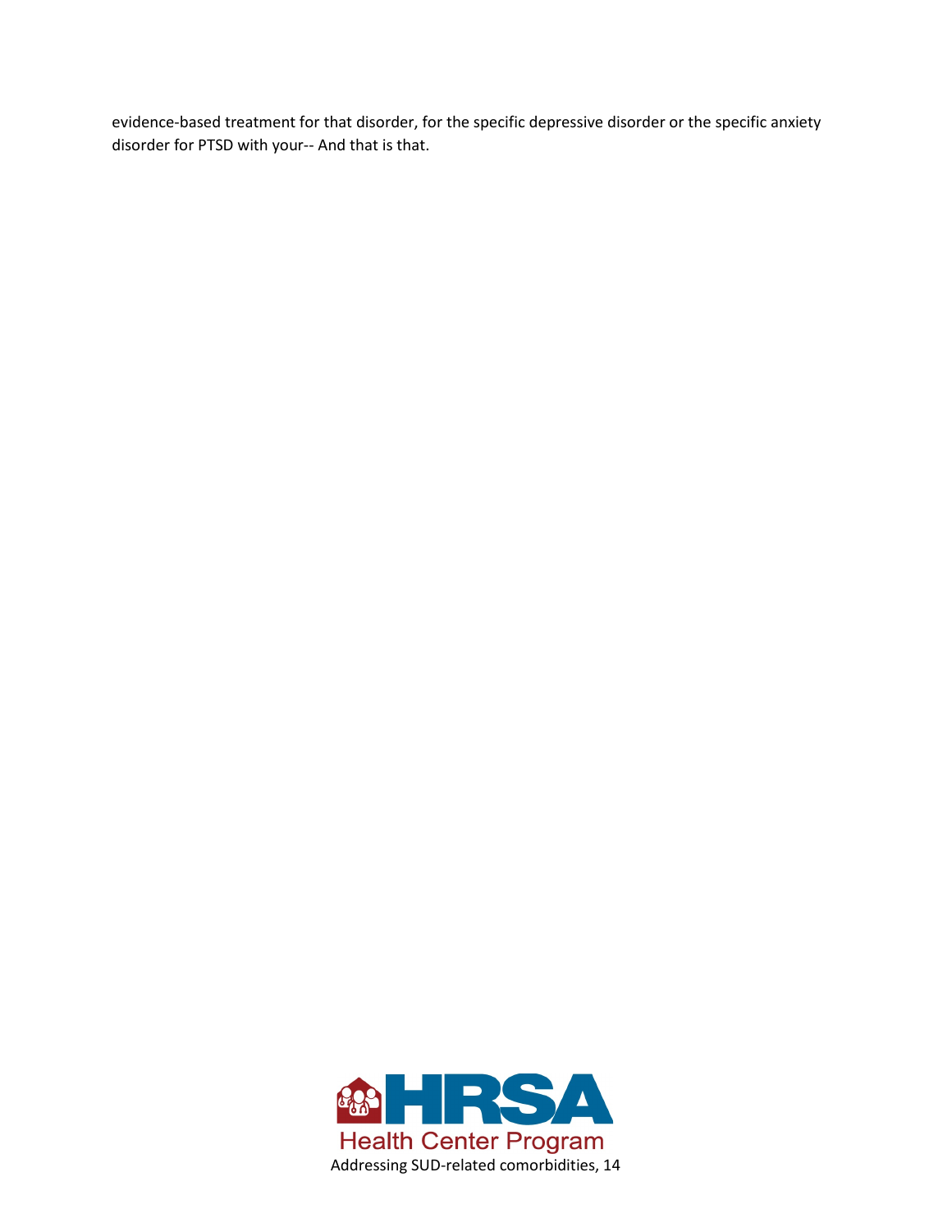evidence-based treatment for that disorder, for the specific depressive disorder or the specific anxiety disorder for PTSD with your-- And that is that.